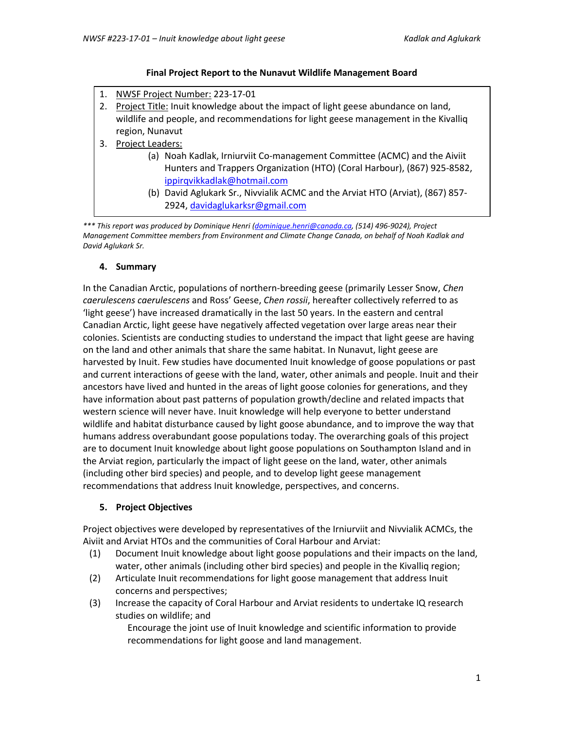### Final Project Report to the Nunavut Wildlife Management Board

1. NWSF Project Number: 223-17-01
2. Project Title: Inuit knowledge about the impact of light geese abundance on land, wildlife and people, and recommendations for light geese management in the Kivalliq region, Nunavut
3. Project Leaders:
   - (a) Noah Kadlak, Irniurviit Co-management Committee (ACMC) and the Aiviit Hunters and Trappers Organization (HTO) (Coral Harbour), (867) 925-8582, ippirqvikkadlak@hotmail.com
   - (b) David Aglukark Sr., Nivvialik ACMC and the Arviat HTO (Arviat), (867) 857-2924, davidaglukarksr@gmail.com

*\*\*\* This report was produced by Dominique Henri (dominique.henri@canada.ca, (514) 496-9024), Project Management Committee members from Environment and Climate Change Canada, on behalf of Noah Kadlak and David Aglukark Sr.*

#### 4. Summary

In the Canadian Arctic, populations of northern-breeding geese (primarily Lesser Snow, *Chen caerulescens caerulescens* and Ross' Geese, *Chen rossii*, hereafter collectively referred to as 'light geese') have increased dramatically in the last 50 years. In the eastern and central Canadian Arctic, light geese have negatively affected vegetation over large areas near their colonies. Scientists are conducting studies to understand the impact that light geese are having on the land and other animals that share the same habitat. In Nunavut, light geese are harvested by Inuit. Few studies have documented Inuit knowledge of goose populations or past and current interactions of geese with the land, water, other animals and people. Inuit and their ancestors have lived and hunted in the areas of light goose colonies for generations, and they have information about past patterns of population growth/decline and related impacts that western science will never have. Inuit knowledge will help everyone to better understand wildlife and habitat disturbance caused by light goose abundance, and to improve the way that humans address overabundant goose populations today. The overarching goals of this project are to document Inuit knowledge about light goose populations on Southampton Island and in the Arviat region, particularly the impact of light geese on the land, water, other animals (including other bird species) and people, and to develop light geese management recommendations that address Inuit knowledge, perspectives, and concerns.

#### 5. Project Objectives

Project objectives were developed by representatives of the Irniurviit and Nivvialik ACMCs, the Aiviit and Arviat HTOs and the communities of Coral Harbour and Arviat:

(1) Document Inuit knowledge about light goose populations and their impacts on the land, water, other animals (including other bird species) and people in the Kivalliq region;
(2) Articulate Inuit recommendations for light goose management that address Inuit concerns and perspectives;
(3) Increase the capacity of Coral Harbour and Arviat residents to undertake IQ research studies on wildlife; and
Encourage the joint use of Inuit knowledge and scientific information to provide recommendations for light goose and land management.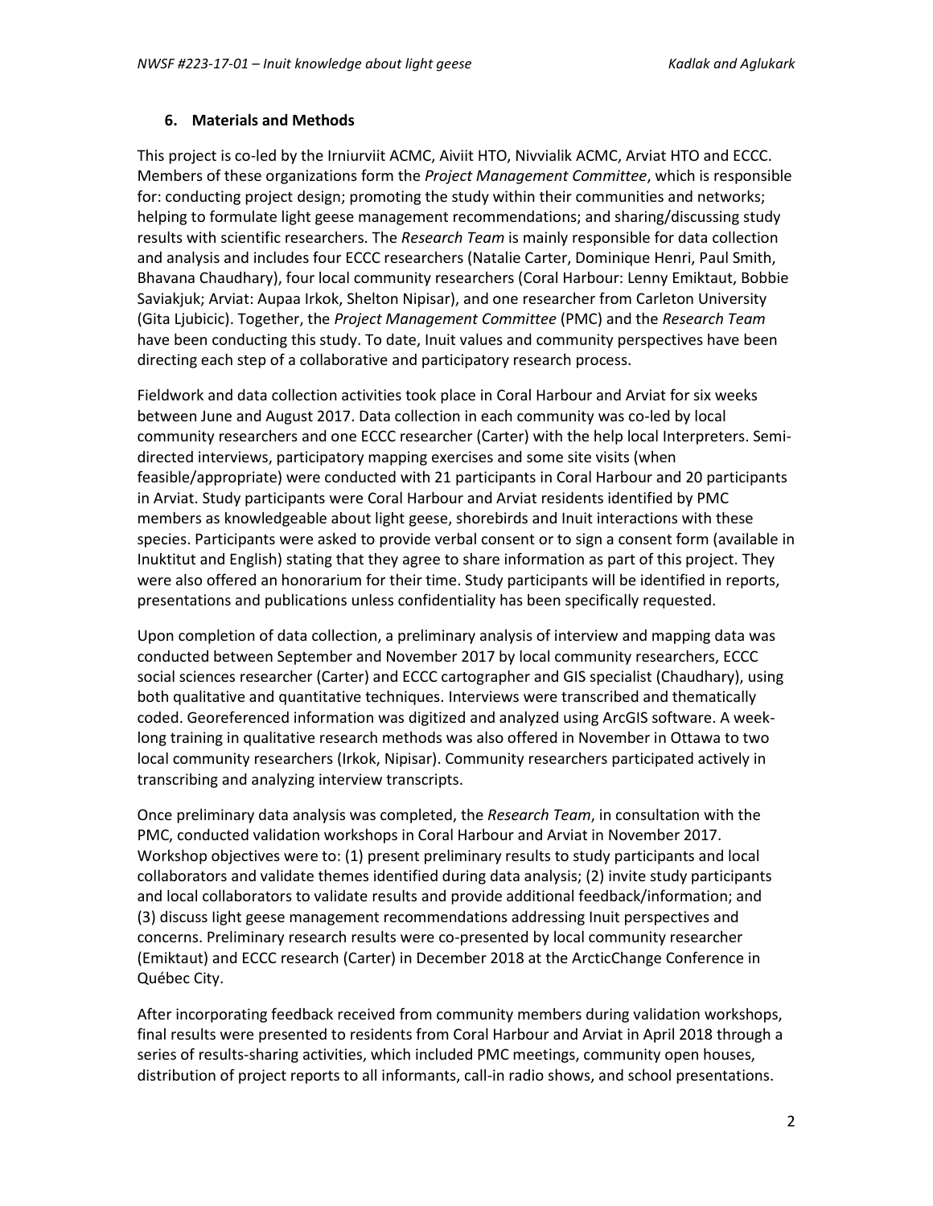### 6. Materials and Methods

This project is co-led by the Irniurviit ACMC, Aiviit HTO, Nivvialik ACMC, Arviat HTO and ECCC. Members of these organizations form the *Project Management Committee*, which is responsible for: conducting project design; promoting the study within their communities and networks; helping to formulate light geese management recommendations; and sharing/discussing study results with scientific researchers. The *Research Team* is mainly responsible for data collection and analysis and includes four ECCC researchers (Natalie Carter, Dominique Henri, Paul Smith, Bhavana Chaudhary), four local community researchers (Coral Harbour: Lenny Emiktaut, Bobbie Saviakjuk; Arviat: Aupaa Irkok, Shelton Nipisar), and one researcher from Carleton University (Gita Ljubicic). Together, the *Project Management Committee* (PMC) and the *Research Team* have been conducting this study. To date, Inuit values and community perspectives have been directing each step of a collaborative and participatory research process.

Fieldwork and data collection activities took place in Coral Harbour and Arviat for six weeks between June and August 2017. Data collection in each community was co-led by local community researchers and one ECCC researcher (Carter) with the help local Interpreters. Semi-directed interviews, participatory mapping exercises and some site visits (when feasible/appropriate) were conducted with 21 participants in Coral Harbour and 20 participants in Arviat. Study participants were Coral Harbour and Arviat residents identified by PMC members as knowledgeable about light geese, shorebirds and Inuit interactions with these species. Participants were asked to provide verbal consent or to sign a consent form (available in Inuktitut and English) stating that they agree to share information as part of this project. They were also offered an honorarium for their time. Study participants will be identified in reports, presentations and publications unless confidentiality has been specifically requested.

Upon completion of data collection, a preliminary analysis of interview and mapping data was conducted between September and November 2017 by local community researchers, ECCC social sciences researcher (Carter) and ECCC cartographer and GIS specialist (Chaudhary), using both qualitative and quantitative techniques. Interviews were transcribed and thematically coded. Georeferenced information was digitized and analyzed using ArcGIS software. A week-long training in qualitative research methods was also offered in November in Ottawa to two local community researchers (Irkok, Nipisar). Community researchers participated actively in transcribing and analyzing interview transcripts.

Once preliminary data analysis was completed, the *Research Team*, in consultation with the PMC, conducted validation workshops in Coral Harbour and Arviat in November 2017. Workshop objectives were to: (1) present preliminary results to study participants and local collaborators and validate themes identified during data analysis; (2) invite study participants and local collaborators to validate results and provide additional feedback/information; and (3) discuss light geese management recommendations addressing Inuit perspectives and concerns. Preliminary research results were co-presented by local community researcher (Emiktaut) and ECCC research (Carter) in December 2018 at the ArcticChange Conference in Québec City.

After incorporating feedback received from community members during validation workshops, final results were presented to residents from Coral Harbour and Arviat in April 2018 through a series of results-sharing activities, which included PMC meetings, community open houses, distribution of project reports to all informants, call-in radio shows, and school presentations.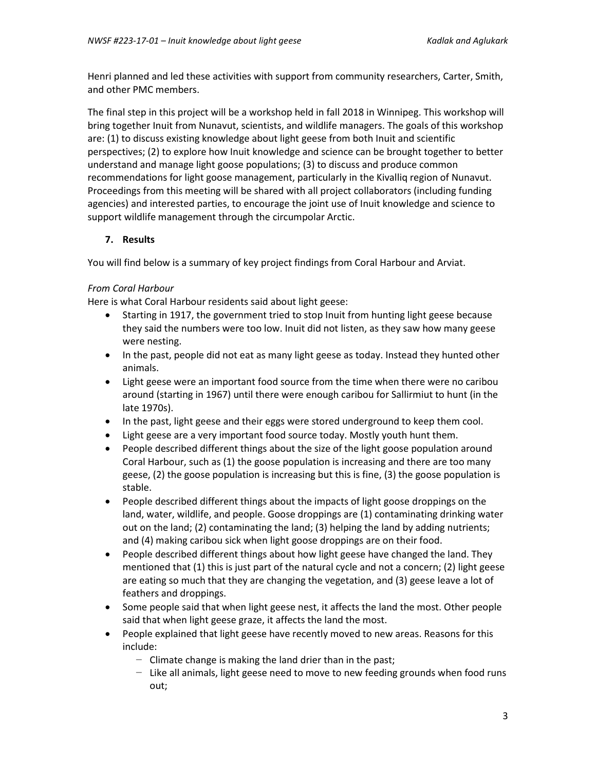Henri planned and led these activities with support from community researchers, Carter, Smith, and other PMC members.

The final step in this project will be a workshop held in fall 2018 in Winnipeg. This workshop will bring together Inuit from Nunavut, scientists, and wildlife managers. The goals of this workshop are: (1) to discuss existing knowledge about light geese from both Inuit and scientific perspectives; (2) to explore how Inuit knowledge and science can be brought together to better understand and manage light goose populations; (3) to discuss and produce common recommendations for light goose management, particularly in the Kivalliq region of Nunavut. Proceedings from this meeting will be shared with all project collaborators (including funding agencies) and interested parties, to encourage the joint use of Inuit knowledge and science to support wildlife management through the circumpolar Arctic.

## 7. Results

You will find below is a summary of key project findings from Coral Harbour and Arviat.

*From Coral Harbour*

Here is what Coral Harbour residents said about light geese:

- Starting in 1917, the government tried to stop Inuit from hunting light geese because they said the numbers were too low. Inuit did not listen, as they saw how many geese were nesting.
- In the past, people did not eat as many light geese as today. Instead they hunted other animals.
- Light geese were an important food source from the time when there were no caribou around (starting in 1967) until there were enough caribou for Sallirmiut to hunt (in the late 1970s).
- In the past, light geese and their eggs were stored underground to keep them cool.
- Light geese are a very important food source today. Mostly youth hunt them.
- People described different things about the size of the light goose population around Coral Harbour, such as (1) the goose population is increasing and there are too many geese, (2) the goose population is increasing but this is fine, (3) the goose population is stable.
- People described different things about the impacts of light goose droppings on the land, water, wildlife, and people. Goose droppings are (1) contaminating drinking water out on the land; (2) contaminating the land; (3) helping the land by adding nutrients; and (4) making caribou sick when light goose droppings are on their food.
- People described different things about how light geese have changed the land. They mentioned that (1) this is just part of the natural cycle and not a concern; (2) light geese are eating so much that they are changing the vegetation, and (3) geese leave a lot of feathers and droppings.
- Some people said that when light geese nest, it affects the land the most. Other people said that when light geese graze, it affects the land the most.
- People explained that light geese have recently moved to new areas. Reasons for this include:
  - Climate change is making the land drier than in the past;
  - Like all animals, light geese need to move to new feeding grounds when food runs out;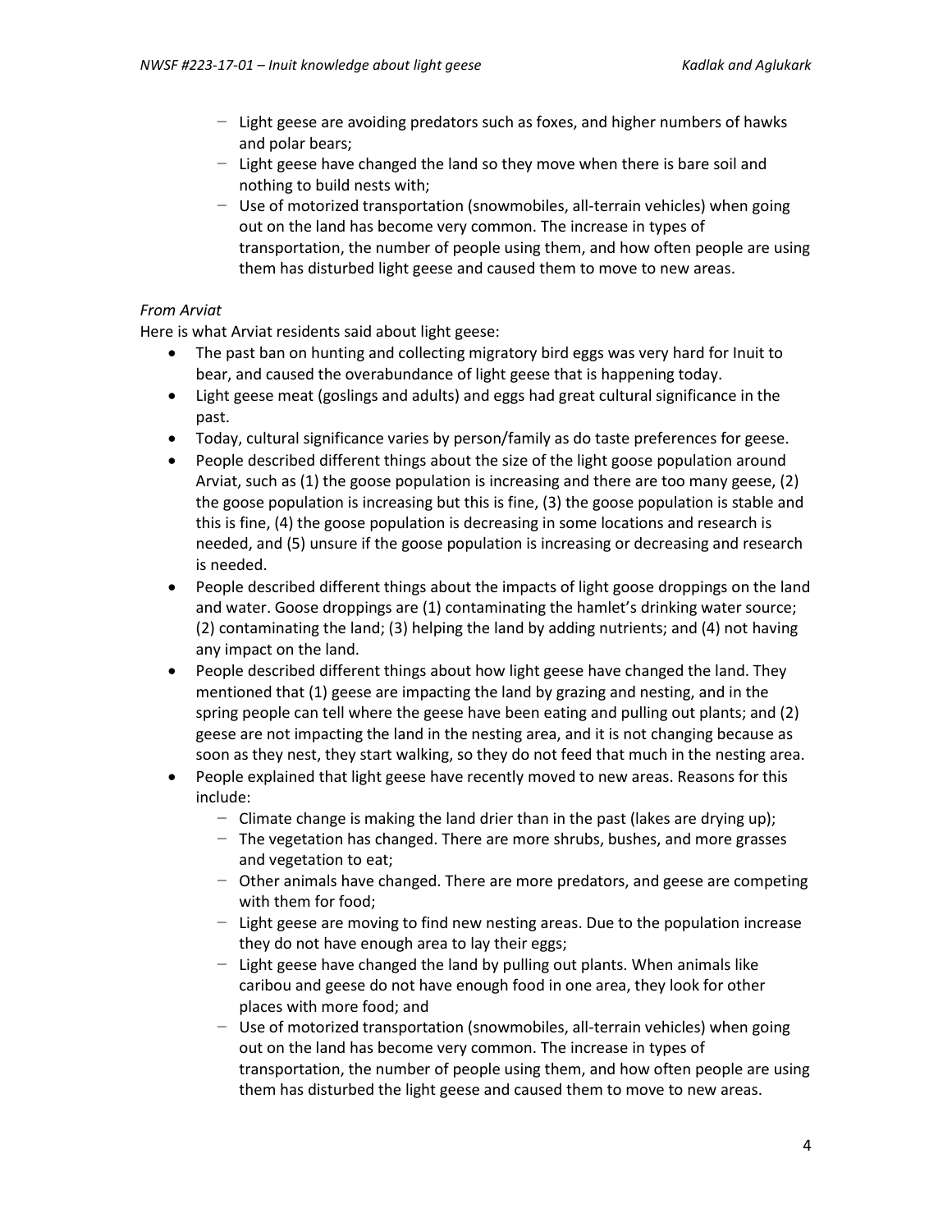- Light geese are avoiding predators such as foxes, and higher numbers of hawks and polar bears;
  - Light geese have changed the land so they move when there is bare soil and nothing to build nests with;
  - Use of motorized transportation (snowmobiles, all-terrain vehicles) when going out on the land has become very common. The increase in types of transportation, the number of people using them, and how often people are using them has disturbed light geese and caused them to move to new areas.

*From Arviat*

Here is what Arviat residents said about light geese:

- The past ban on hunting and collecting migratory bird eggs was very hard for Inuit to bear, and caused the overabundance of light geese that is happening today.
- Light geese meat (goslings and adults) and eggs had great cultural significance in the past.
- Today, cultural significance varies by person/family as do taste preferences for geese.
- People described different things about the size of the light goose population around Arviat, such as (1) the goose population is increasing and there are too many geese, (2) the goose population is increasing but this is fine, (3) the goose population is stable and this is fine, (4) the goose population is decreasing in some locations and research is needed, and (5) unsure if the goose population is increasing or decreasing and research is needed.
- People described different things about the impacts of light goose droppings on the land and water. Goose droppings are (1) contaminating the hamlet's drinking water source; (2) contaminating the land; (3) helping the land by adding nutrients; and (4) not having any impact on the land.
- People described different things about how light geese have changed the land. They mentioned that (1) geese are impacting the land by grazing and nesting, and in the spring people can tell where the geese have been eating and pulling out plants; and (2) geese are not impacting the land in the nesting area, and it is not changing because as soon as they nest, they start walking, so they do not feed that much in the nesting area.
- People explained that light geese have recently moved to new areas. Reasons for this include:
  - Climate change is making the land drier than in the past (lakes are drying up);
  - The vegetation has changed. There are more shrubs, bushes, and more grasses and vegetation to eat;
  - Other animals have changed. There are more predators, and geese are competing with them for food;
  - Light geese are moving to find new nesting areas. Due to the population increase they do not have enough area to lay their eggs;
  - Light geese have changed the land by pulling out plants. When animals like caribou and geese do not have enough food in one area, they look for other places with more food; and
  - Use of motorized transportation (snowmobiles, all-terrain vehicles) when going out on the land has become very common. The increase in types of transportation, the number of people using them, and how often people are using them has disturbed the light geese and caused them to move to new areas.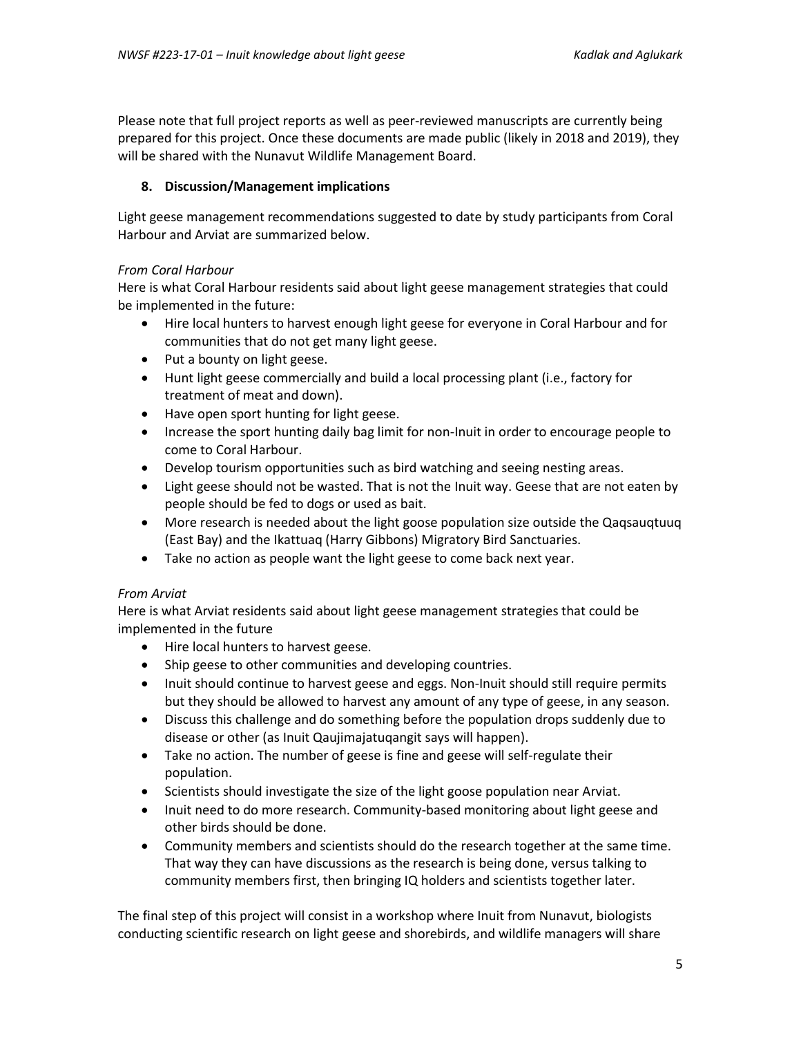Please note that full project reports as well as peer-reviewed manuscripts are currently being prepared for this project. Once these documents are made public (likely in 2018 and 2019), they will be shared with the Nunavut Wildlife Management Board.

## 8. Discussion/Management implications

Light geese management recommendations suggested to date by study participants from Coral Harbour and Arviat are summarized below.

*From Coral Harbour*

Here is what Coral Harbour residents said about light geese management strategies that could be implemented in the future:

- Hire local hunters to harvest enough light geese for everyone in Coral Harbour and for communities that do not get many light geese.
- Put a bounty on light geese.
- Hunt light geese commercially and build a local processing plant (i.e., factory for treatment of meat and down).
- Have open sport hunting for light geese.
- Increase the sport hunting daily bag limit for non-Inuit in order to encourage people to come to Coral Harbour.
- Develop tourism opportunities such as bird watching and seeing nesting areas.
- Light geese should not be wasted. That is not the Inuit way. Geese that are not eaten by people should be fed to dogs or used as bait.
- More research is needed about the light goose population size outside the Qaqsauqtuuq (East Bay) and the Ikattuaq (Harry Gibbons) Migratory Bird Sanctuaries.
- Take no action as people want the light geese to come back next year.

*From Arviat*

Here is what Arviat residents said about light geese management strategies that could be implemented in the future

- Hire local hunters to harvest geese.
- Ship geese to other communities and developing countries.
- Inuit should continue to harvest geese and eggs. Non-Inuit should still require permits but they should be allowed to harvest any amount of any type of geese, in any season.
- Discuss this challenge and do something before the population drops suddenly due to disease or other (as Inuit Qaujimajatuqangit says will happen).
- Take no action. The number of geese is fine and geese will self-regulate their population.
- Scientists should investigate the size of the light goose population near Arviat.
- Inuit need to do more research. Community-based monitoring about light geese and other birds should be done.
- Community members and scientists should do the research together at the same time. That way they can have discussions as the research is being done, versus talking to community members first, then bringing IQ holders and scientists together later.

The final step of this project will consist in a workshop where Inuit from Nunavut, biologists conducting scientific research on light geese and shorebirds, and wildlife managers will share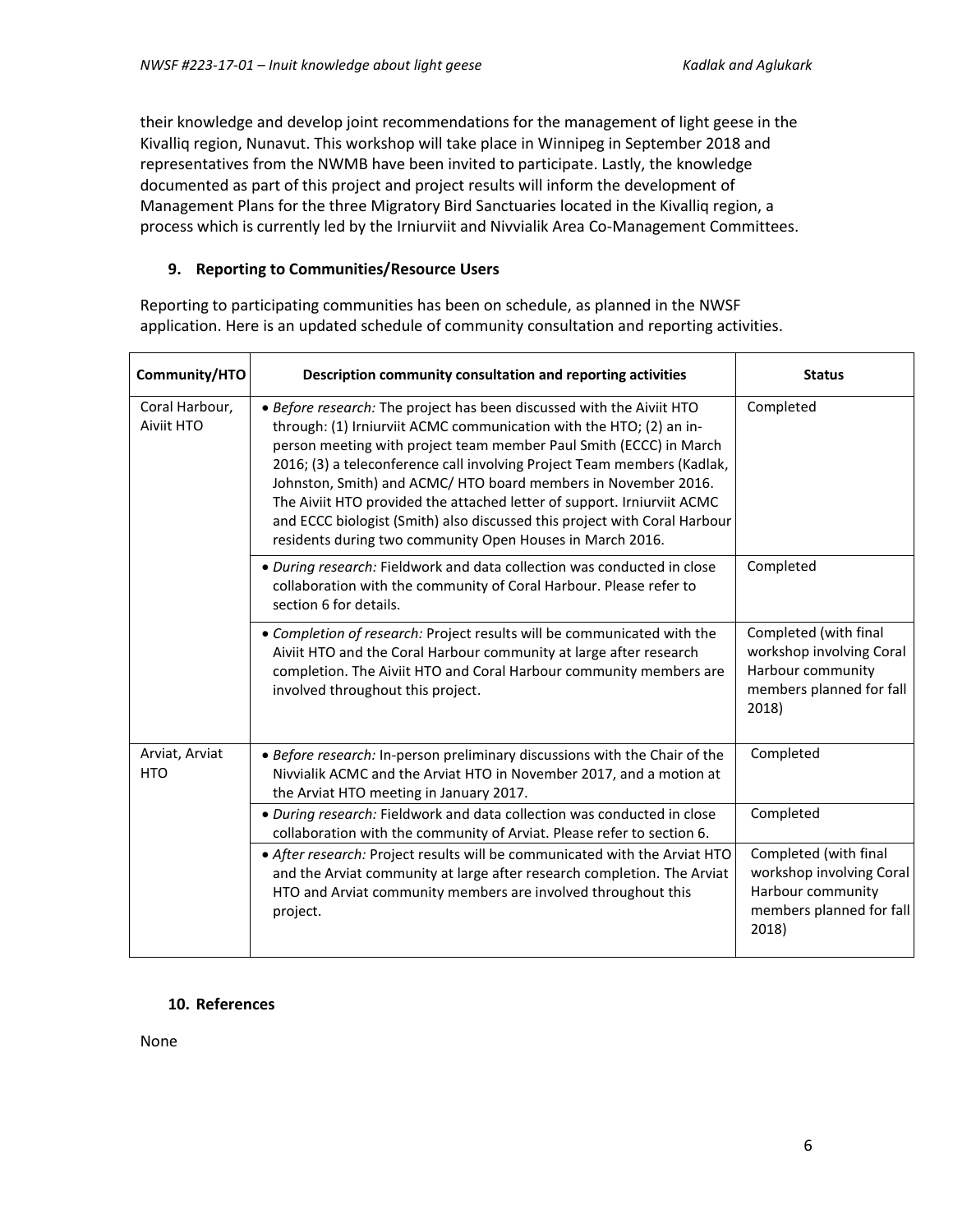their knowledge and develop joint recommendations for the management of light geese in the Kivalliq region, Nunavut. This workshop will take place in Winnipeg in September 2018 and representatives from the NWMB have been invited to participate. Lastly, the knowledge documented as part of this project and project results will inform the development of Management Plans for the three Migratory Bird Sanctuaries located in the Kivalliq region, a process which is currently led by the Irniurviit and Nivvialik Area Co-Management Committees.

## 9. Reporting to Communities/Resource Users

Reporting to participating communities has been on schedule, as planned in the NWSF application. Here is an updated schedule of community consultation and reporting activities.

| Community/HTO | Description community consultation and reporting activities | Status |
|---|---|---|
| Coral Harbour, Aiviit HTO | • *Before research:* The project has been discussed with the Aiviit HTO through: (1) Irniurviit ACMC communication with the HTO; (2) an in-person meeting with project team member Paul Smith (ECCC) in March 2016; (3) a teleconference call involving Project Team members (Kadlak, Johnston, Smith) and ACMC/ HTO board members in November 2016. The Aiviit HTO provided the attached letter of support. Irniurviit ACMC and ECCC biologist (Smith) also discussed this project with Coral Harbour residents during two community Open Houses in March 2016. | Completed |
| | • *During research:* Fieldwork and data collection was conducted in close collaboration with the community of Coral Harbour. Please refer to section 6 for details. | Completed |
| | • *Completion of research:* Project results will be communicated with the Aiviit HTO and the Coral Harbour community at large after research completion. The Aiviit HTO and Coral Harbour community members are involved throughout this project. | Completed (with final workshop involving Coral Harbour community members planned for fall 2018) |
| Arviat, Arviat HTO | • *Before research:* In-person preliminary discussions with the Chair of the Nivvialik ACMC and the Arviat HTO in November 2017, and a motion at the Arviat HTO meeting in January 2017. | Completed |
| | • *During research:* Fieldwork and data collection was conducted in close collaboration with the community of Arviat. Please refer to section 6. | Completed |
| | • *After research:* Project results will be communicated with the Arviat HTO and the Arviat community at large after research completion. The Arviat HTO and Arviat community members are involved throughout this project. | Completed (with final workshop involving Coral Harbour community members planned for fall 2018) |

## 10. References

None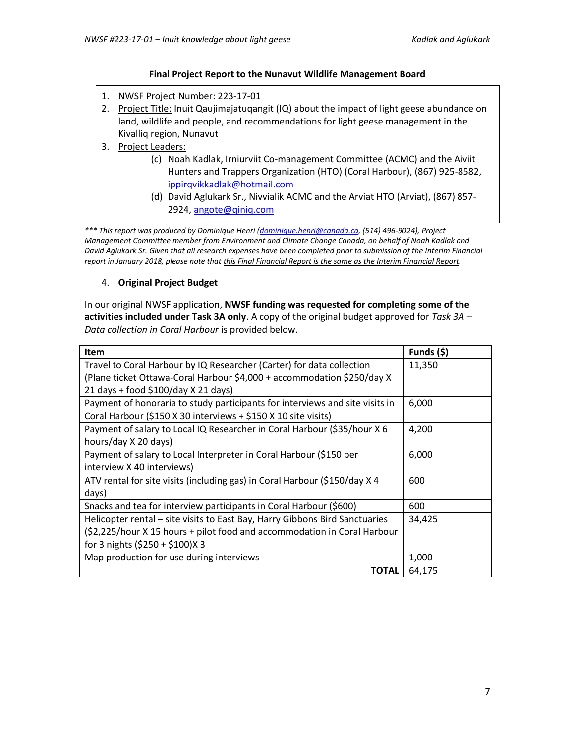### Final Project Report to the Nunavut Wildlife Management Board

1. NWSF Project Number: 223-17-01
2. Project Title: Inuit Qaujimajatuqangit (IQ) about the impact of light geese abundance on land, wildlife and people, and recommendations for light geese management in the Kivalliq region, Nunavut
3. Project Leaders:
   - (c) Noah Kadlak, Irniurviit Co-management Committee (ACMC) and the Aiviit Hunters and Trappers Organization (HTO) (Coral Harbour), (867) 925-8582, ippirqvikkadlak@hotmail.com
   - (d) David Aglukark Sr., Nivvialik ACMC and the Arviat HTO (Arviat), (867) 857-2924, angote@qiniq.com

*\*\*\* This report was produced by Dominique Henri (dominique.henri@canada.ca, (514) 496-9024), Project Management Committee member from Environment and Climate Change Canada, on behalf of Noah Kadlak and David Aglukark Sr. Given that all research expenses have been completed prior to submission of the Interim Financial report in January 2018, please note that this Final Financial Report is the same as the Interim Financial Report.*

4. **Original Project Budget**

In our original NWSF application, **NWSF funding was requested for completing some of the activities included under Task 3A only**. A copy of the original budget approved for *Task 3A – Data collection in Coral Harbour* is provided below.

| Item | Funds ($) |
|---|---|
| Travel to Coral Harbour by IQ Researcher (Carter) for data collection (Plane ticket Ottawa-Coral Harbour $4,000 + accommodation $250/day X 21 days + food $100/day X 21 days) | 11,350 |
| Payment of honoraria to study participants for interviews and site visits in Coral Harbour ($150 X 30 interviews + $150 X 10 site visits) | 6,000 |
| Payment of salary to Local IQ Researcher in Coral Harbour ($35/hour X 6 hours/day X 20 days) | 4,200 |
| Payment of salary to Local Interpreter in Coral Harbour ($150 per interview X 40 interviews) | 6,000 |
| ATV rental for site visits (including gas) in Coral Harbour ($150/day X 4 days) | 600 |
| Snacks and tea for interview participants in Coral Harbour ($600) | 600 |
| Helicopter rental – site visits to East Bay, Harry Gibbons Bird Sanctuaries ($2,225/hour X 15 hours + pilot food and accommodation in Coral Harbour for 3 nights ($250 + $100)X 3 | 34,425 |
| Map production for use during interviews | 1,000 |
| **TOTAL** | 64,175 |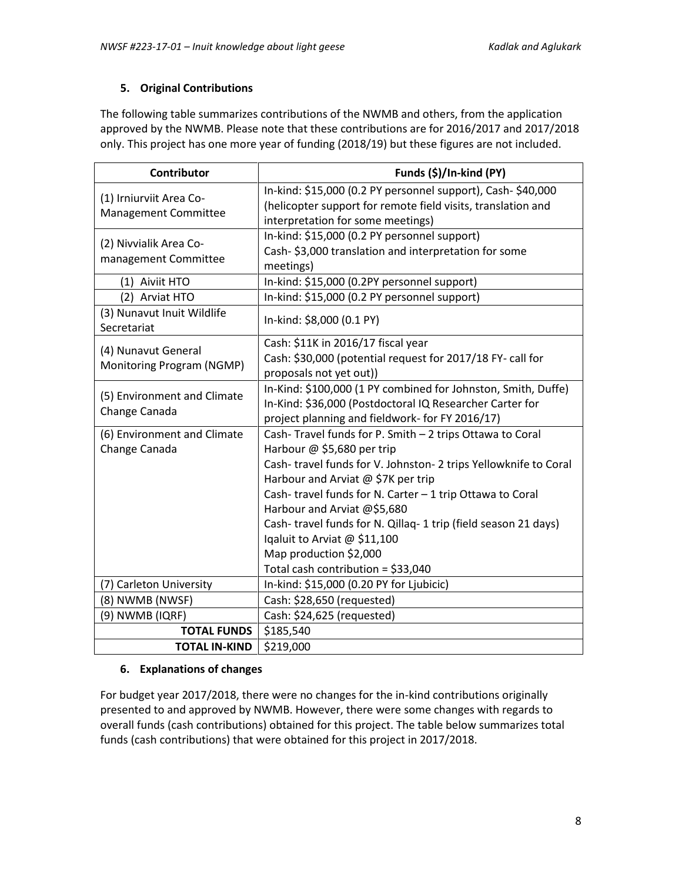## 5. Original Contributions

The following table summarizes contributions of the NWMB and others, from the application approved by the NWMB. Please note that these contributions are for 2016/2017 and 2017/2018 only. This project has one more year of funding (2018/19) but these figures are not included.

| Contributor | Funds ($)/In-kind (PY) |
|---|---|
| (1) Irniurviit Area Co-Management Committee | In-kind: $15,000 (0.2 PY personnel support), Cash- $40,000 (helicopter support for remote field visits, translation and interpretation for some meetings) |
| (2) Nivvialik Area Co-management Committee | In-kind: $15,000 (0.2 PY personnel support)<br>Cash- $3,000 translation and interpretation for some meetings) |
| (1) Aiviit HTO | In-kind: $15,000 (0.2PY personnel support) |
| (2) Arviat HTO | In-kind: $15,000 (0.2 PY personnel support) |
| (3) Nunavut Inuit Wildlife Secretariat | In-kind: $8,000 (0.1 PY) |
| (4) Nunavut General Monitoring Program (NGMP) | Cash: $11K in 2016/17 fiscal year<br>Cash: $30,000 (potential request for 2017/18 FY- call for proposals not yet out)) |
| (5) Environment and Climate Change Canada | In-Kind: $100,000 (1 PY combined for Johnston, Smith, Duffe)<br>In-Kind: $36,000 (Postdoctoral IQ Researcher Carter for project planning and fieldwork- for FY 2016/17) |
| (6) Environment and Climate Change Canada | Cash- Travel funds for P. Smith – 2 trips Ottawa to Coral Harbour @ $5,680 per trip<br>Cash- travel funds for V. Johnston- 2 trips Yellowknife to Coral Harbour and Arviat @ $7K per trip<br>Cash- travel funds for N. Carter – 1 trip Ottawa to Coral Harbour and Arviat @$5,680<br>Cash- travel funds for N. Qillaq- 1 trip (field season 21 days) Iqaluit to Arviat @ $11,100<br>Map production $2,000<br>Total cash contribution = $33,040 |
| (7) Carleton University | In-kind: $15,000 (0.20 PY for Ljubicic) |
| (8) NWMB (NWSF) | Cash: $28,650 (requested) |
| (9) NWMB (IQRF) | Cash: $24,625 (requested) |
| **TOTAL FUNDS** | $185,540 |
| **TOTAL IN-KIND** | $219,000 |

## 6. Explanations of changes

For budget year 2017/2018, there were no changes for the in-kind contributions originally presented to and approved by NWMB. However, there were some changes with regards to overall funds (cash contributions) obtained for this project. The table below summarizes total funds (cash contributions) that were obtained for this project in 2017/2018.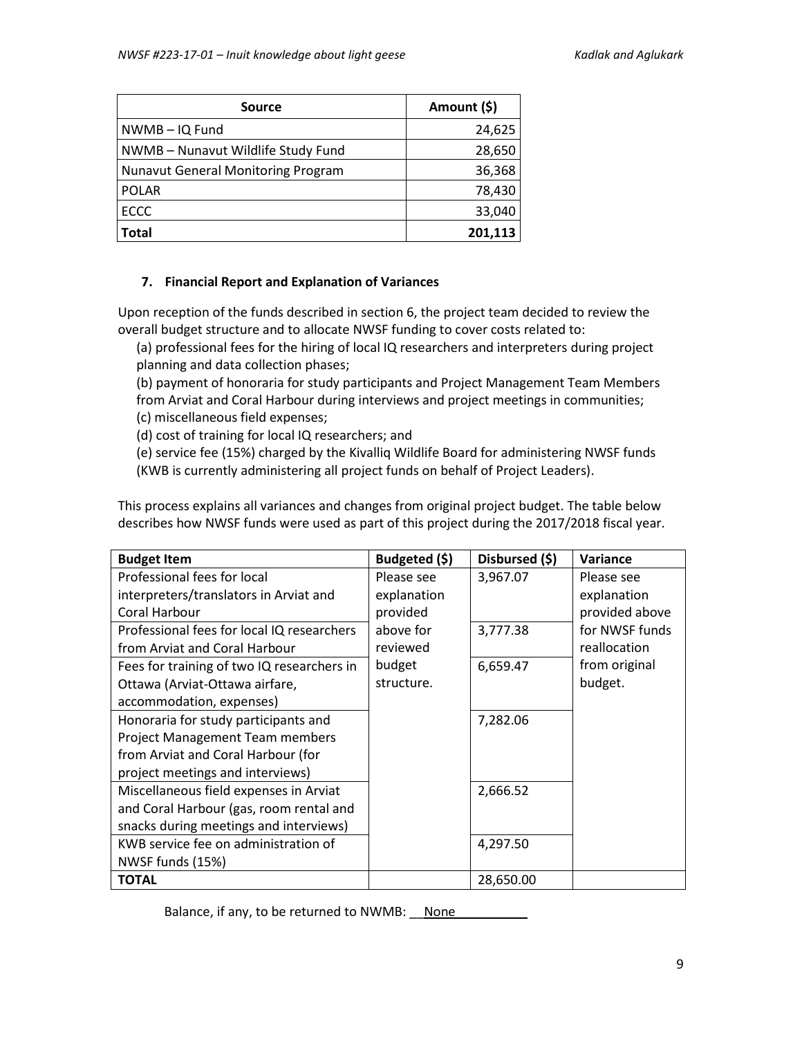| Source | Amount ($) |
| --- | --- |
| NWMB – IQ Fund | 24,625 |
| NWMB – Nunavut Wildlife Study Fund | 28,650 |
| Nunavut General Monitoring Program | 36,368 |
| POLAR | 78,430 |
| ECCC | 33,040 |
| **Total** | **201,113** |

### 7. Financial Report and Explanation of Variances

Upon reception of the funds described in section 6, the project team decided to review the overall budget structure and to allocate NWSF funding to cover costs related to:

(a) professional fees for the hiring of local IQ researchers and interpreters during project planning and data collection phases;
(b) payment of honoraria for study participants and Project Management Team Members from Arviat and Coral Harbour during interviews and project meetings in communities;
(c) miscellaneous field expenses;
(d) cost of training for local IQ researchers; and
(e) service fee (15%) charged by the Kivalliq Wildlife Board for administering NWSF funds (KWB is currently administering all project funds on behalf of Project Leaders).

This process explains all variances and changes from original project budget. The table below describes how NWSF funds were used as part of this project during the 2017/2018 fiscal year.

| Budget Item | Budgeted ($) | Disbursed ($) | Variance |
| --- | --- | --- | --- |
| Professional fees for local interpreters/translators in Arviat and Coral Harbour | Please see explanation provided above for reviewed budget structure. | 3,967.07 | Please see explanation provided above for NWSF funds reallocation from original budget. |
| Professional fees for local IQ researchers from Arviat and Coral Harbour | | 3,777.38 | |
| Fees for training of two IQ researchers in Ottawa (Arviat-Ottawa airfare, accommodation, expenses) | | 6,659.47 | |
| Honoraria for study participants and Project Management Team members from Arviat and Coral Harbour (for project meetings and interviews) | | 7,282.06 | |
| Miscellaneous field expenses in Arviat and Coral Harbour (gas, room rental and snacks during meetings and interviews) | | 2,666.52 | |
| KWB service fee on administration of NWSF funds (15%) | | 4,297.50 | |
| **TOTAL** | | 28,650.00 | |

Balance, if any, to be returned to NWMB: None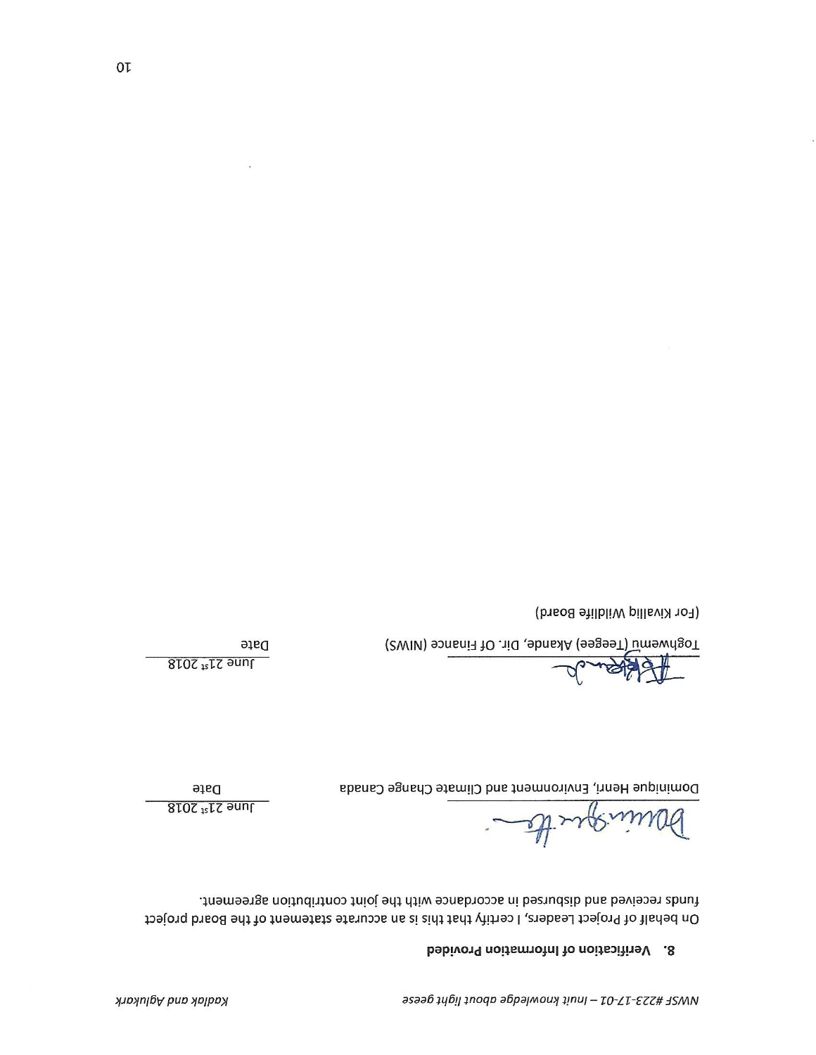## 8. Verification of Information Provided

On behalf of Project Leaders, I certify that this is an accurate statement of the Board project funds received and disbursed in accordance with the joint contribution agreement.

Dominique Henri, Environment and Climate Change Canada — June 21st 2018 (Date)

Toghwemu (Teegee) Akande, Dir. Of Finance (NIWS) — June 21st 2018 (Date)

(For Kivalliq Wildlife Board)